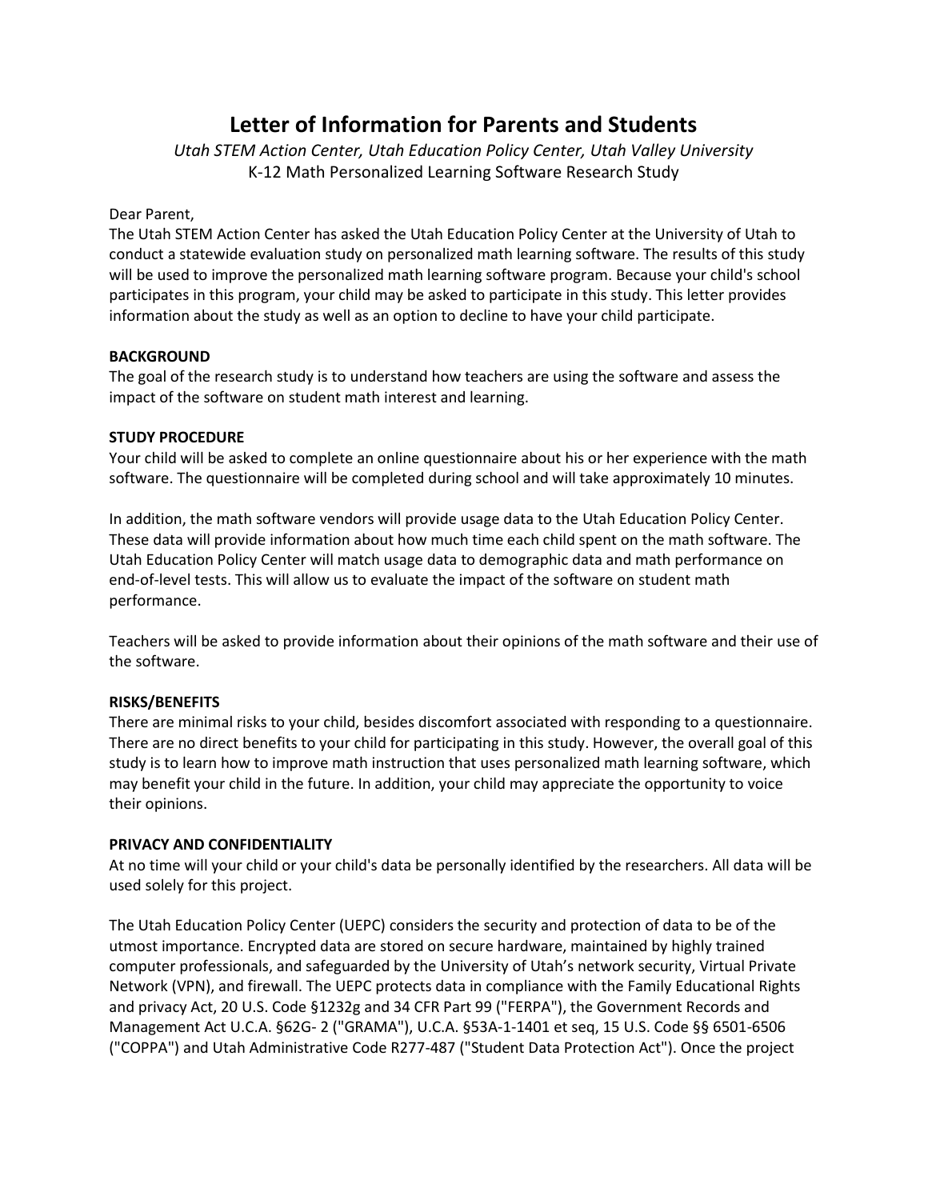# Letter of Information for Parents and Students

*Utah STEM Action Center, Utah Education Policy Center, Utah Valley University*

K-12 Math Personalized Learning Software Research Study

Dear Parent,

The Utah STEM Action Center has asked the Utah Education Policy Center at the University of Utah to conduct a statewide evaluation study on personalized math learning software. The results of this study will be used to improve the personalized math learning software program. Because your child's school participates in this program, your child may be asked to participate in this study. This letter provides information about the study as well as an option to decline to have your child participate.

**BACKGROUND**

The goal of the research study is to understand how teachers are using the software and assess the impact of the software on student math interest and learning.

**STUDY PROCEDURE**

Your child will be asked to complete an online questionnaire about his or her experience with the math software. The questionnaire will be completed during school and will take approximately 10 minutes.

In addition, the math software vendors will provide usage data to the Utah Education Policy Center. These data will provide information about how much time each child spent on the math software. The Utah Education Policy Center will match usage data to demographic data and math performance on end-of-level tests. This will allow us to evaluate the impact of the software on student math performance.

Teachers will be asked to provide information about their opinions of the math software and their use of the software.

**RISKS/BENEFITS**

There are minimal risks to your child, besides discomfort associated with responding to a questionnaire. There are no direct benefits to your child for participating in this study. However, the overall goal of this study is to learn how to improve math instruction that uses personalized math learning software, which may benefit your child in the future. In addition, your child may appreciate the opportunity to voice their opinions.

**PRIVACY AND CONFIDENTIALITY**

At no time will your child or your child's data be personally identified by the researchers. All data will be used solely for this project.

The Utah Education Policy Center (UEPC) considers the security and protection of data to be of the utmost importance. Encrypted data are stored on secure hardware, maintained by highly trained computer professionals, and safeguarded by the University of Utah's network security, Virtual Private Network (VPN), and firewall. The UEPC protects data in compliance with the Family Educational Rights and privacy Act, 20 U.S. Code §1232g and 34 CFR Part 99 ("FERPA"), the Government Records and Management Act U.C.A. §62G- 2 ("GRAMA"), U.C.A. §53A-1-1401 et seq, 15 U.S. Code §§ 6501-6506 ("COPPA") and Utah Administrative Code R277-487 ("Student Data Protection Act"). Once the project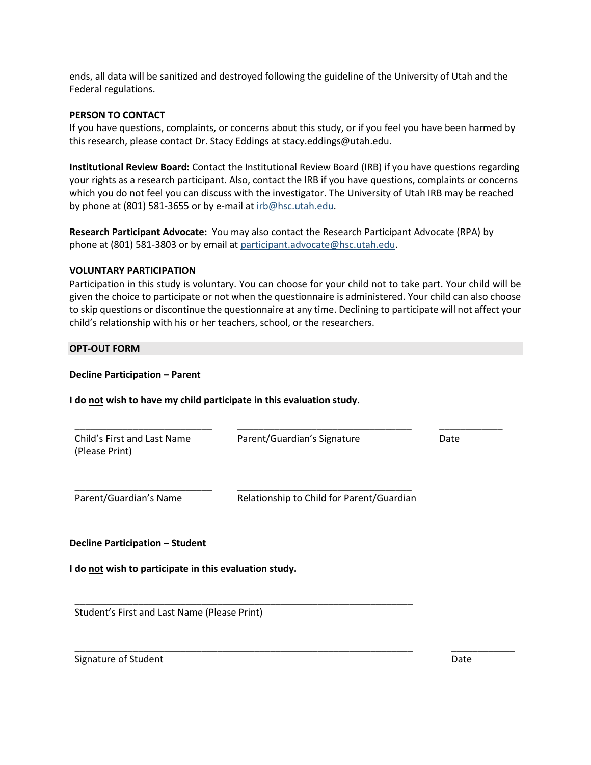ends, all data will be sanitized and destroyed following the guideline of the University of Utah and the Federal regulations.

**PERSON TO CONTACT**

If you have questions, complaints, or concerns about this study, or if you feel you have been harmed by this research, please contact Dr. Stacy Eddings at stacy.eddings@utah.edu.

**Institutional Review Board:** Contact the Institutional Review Board (IRB) if you have questions regarding your rights as a research participant. Also, contact the IRB if you have questions, complaints or concerns which you do not feel you can discuss with the investigator. The University of Utah IRB may be reached by phone at (801) 581-3655 or by e-mail at irb@hsc.utah.edu.

**Research Participant Advocate:** You may also contact the Research Participant Advocate (RPA) by phone at (801) 581-3803 or by email at participant.advocate@hsc.utah.edu.

**VOLUNTARY PARTICIPATION**

Participation in this study is voluntary. You can choose for your child not to take part. Your child will be given the choice to participate or not when the questionnaire is administered. Your child can also choose to skip questions or discontinue the questionnaire at any time. Declining to participate will not affect your child's relationship with his or her teachers, school, or the researchers.

**OPT-OUT FORM**

**Decline Participation – Parent**

**I do not wish to have my child participate in this evaluation study.**

| | | |
|---|---|---|
| ___________________________ | __________________________________ | ____________ |
| Child's First and Last Name (Please Print) | Parent/Guardian's Signature | Date |
| ___________________________ | __________________________________ | |
| Parent/Guardian's Name | Relationship to Child for Parent/Guardian | |

**Decline Participation – Student**

**I do not wish to participate in this evaluation study.**

___________________________________________________________________

Student's First and Last Name (Please Print)

___________________________________________________________________ ____________

Signature of Student Date